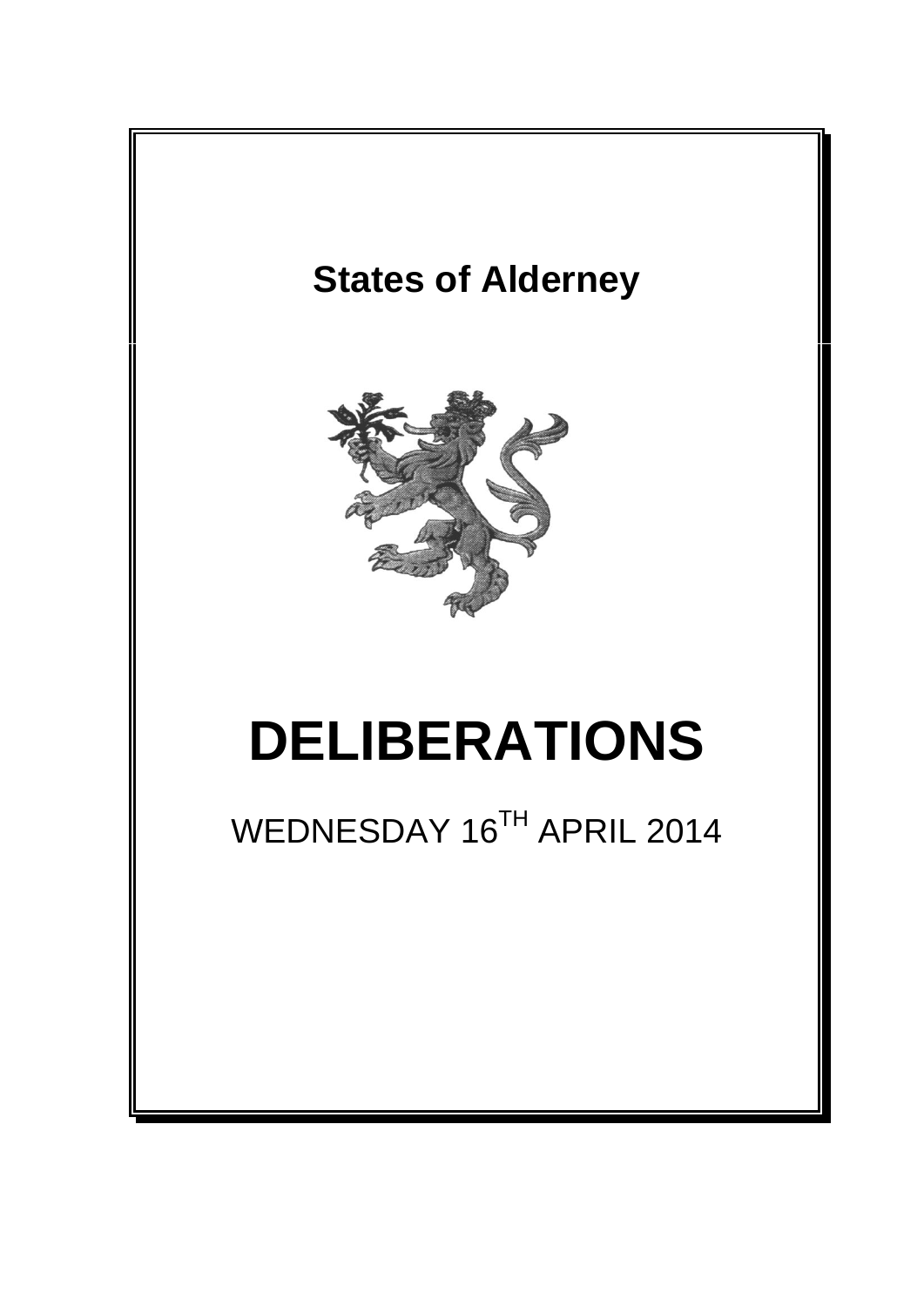# States of Alderney

# DELIBERATIONS

WEDNESDAY 16TH APRIL 2014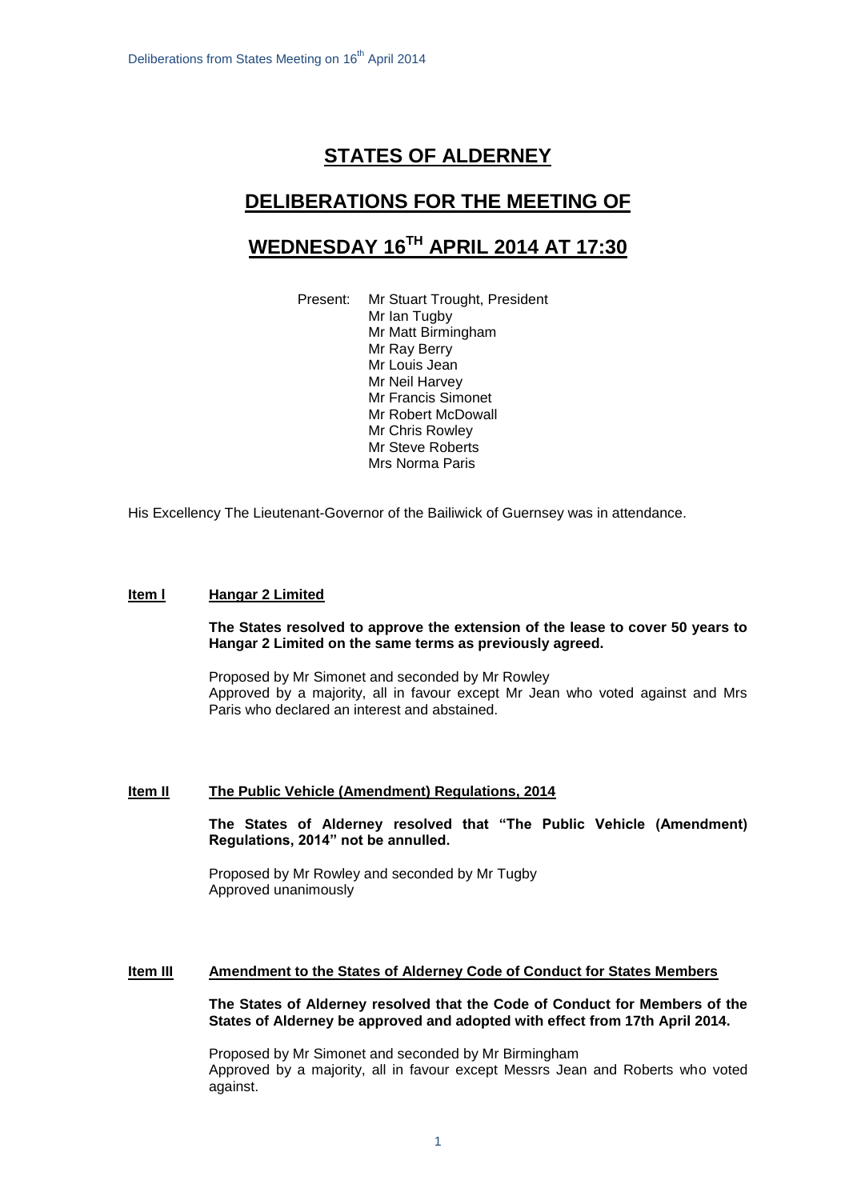# STATES OF ALDERNEY

# DELIBERATIONS FOR THE MEETING OF

# WEDNESDAY 16TH APRIL 2014 AT 17:30

Present: Mr Stuart Trought, President
Mr Ian Tugby
Mr Matt Birmingham
Mr Ray Berry
Mr Louis Jean
Mr Neil Harvey
Mr Francis Simonet
Mr Robert McDowall
Mr Chris Rowley
Mr Steve Roberts
Mrs Norma Paris

His Excellency The Lieutenant-Governor of the Bailiwick of Guernsey was in attendance.

## Item I Hangar 2 Limited

**The States resolved to approve the extension of the lease to cover 50 years to Hangar 2 Limited on the same terms as previously agreed.**

Proposed by Mr Simonet and seconded by Mr Rowley
Approved by a majority, all in favour except Mr Jean who voted against and Mrs Paris who declared an interest and abstained.

## Item II The Public Vehicle (Amendment) Regulations, 2014

**The States of Alderney resolved that "The Public Vehicle (Amendment) Regulations, 2014" not be annulled.**

Proposed by Mr Rowley and seconded by Mr Tugby
Approved unanimously

## Item III Amendment to the States of Alderney Code of Conduct for States Members

**The States of Alderney resolved that the Code of Conduct for Members of the States of Alderney be approved and adopted with effect from 17th April 2014.**

Proposed by Mr Simonet and seconded by Mr Birmingham
Approved by a majority, all in favour except Messrs Jean and Roberts who voted against.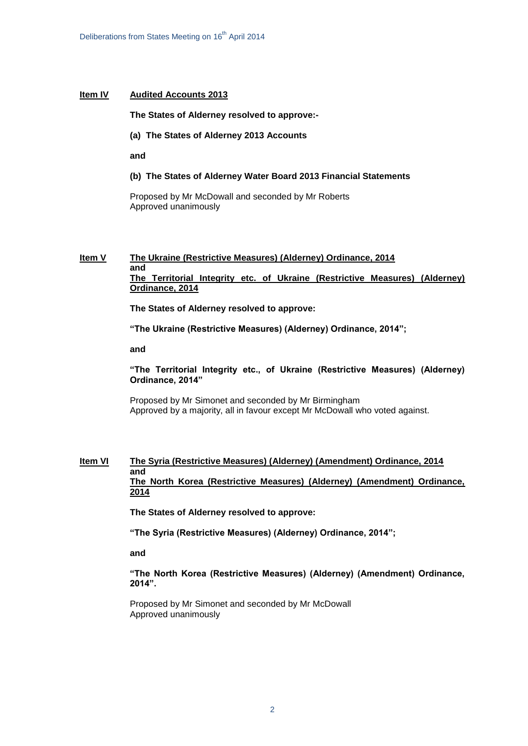**Item IV** **Audited Accounts 2013**

**The States of Alderney resolved to approve:-**

**(a) The States of Alderney 2013 Accounts**

**and**

**(b) The States of Alderney Water Board 2013 Financial Statements**

Proposed by Mr McDowall and seconded by Mr Roberts
Approved unanimously

**Item V** **The Ukraine (Restrictive Measures) (Alderney) Ordinance, 2014 and The Territorial Integrity etc. of Ukraine (Restrictive Measures) (Alderney) Ordinance, 2014**

**The States of Alderney resolved to approve:**

**"The Ukraine (Restrictive Measures) (Alderney) Ordinance, 2014";**

**and**

**"The Territorial Integrity etc., of Ukraine (Restrictive Measures) (Alderney) Ordinance, 2014"**

Proposed by Mr Simonet and seconded by Mr Birmingham
Approved by a majority, all in favour except Mr McDowall who voted against.

**Item VI** **The Syria (Restrictive Measures) (Alderney) (Amendment) Ordinance, 2014 and The North Korea (Restrictive Measures) (Alderney) (Amendment) Ordinance, 2014**

**The States of Alderney resolved to approve:**

**"The Syria (Restrictive Measures) (Alderney) Ordinance, 2014";**

**and**

**"The North Korea (Restrictive Measures) (Alderney) (Amendment) Ordinance, 2014".**

Proposed by Mr Simonet and seconded by Mr McDowall
Approved unanimously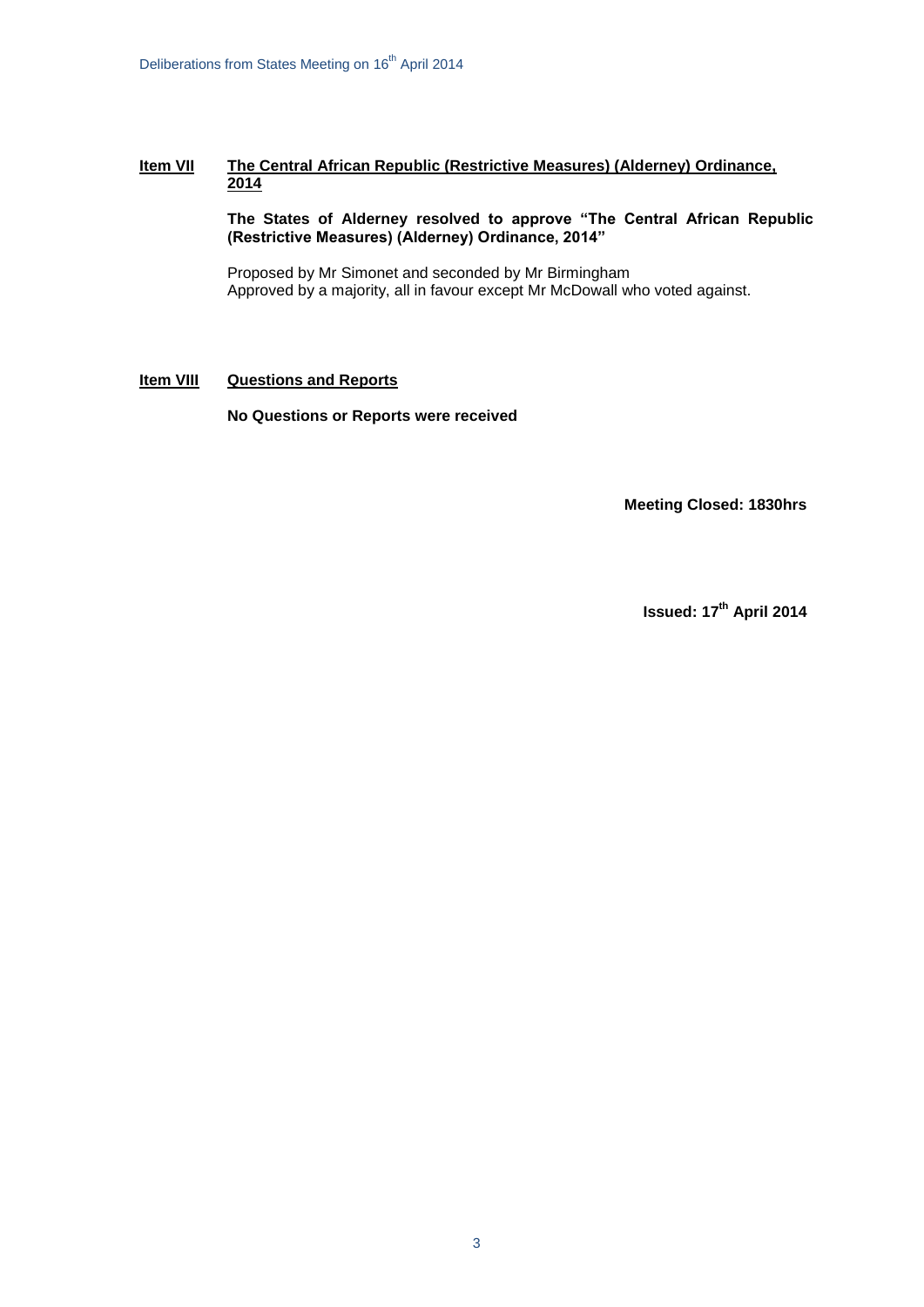**Item VII** **The Central African Republic (Restrictive Measures) (Alderney) Ordinance, 2014**

**The States of Alderney resolved to approve "The Central African Republic (Restrictive Measures) (Alderney) Ordinance, 2014"**

Proposed by Mr Simonet and seconded by Mr Birmingham
Approved by a majority, all in favour except Mr McDowall who voted against.

**Item VIII** **Questions and Reports**

**No Questions or Reports were received**

**Meeting Closed: 1830hrs**

**Issued: 17th April 2014**